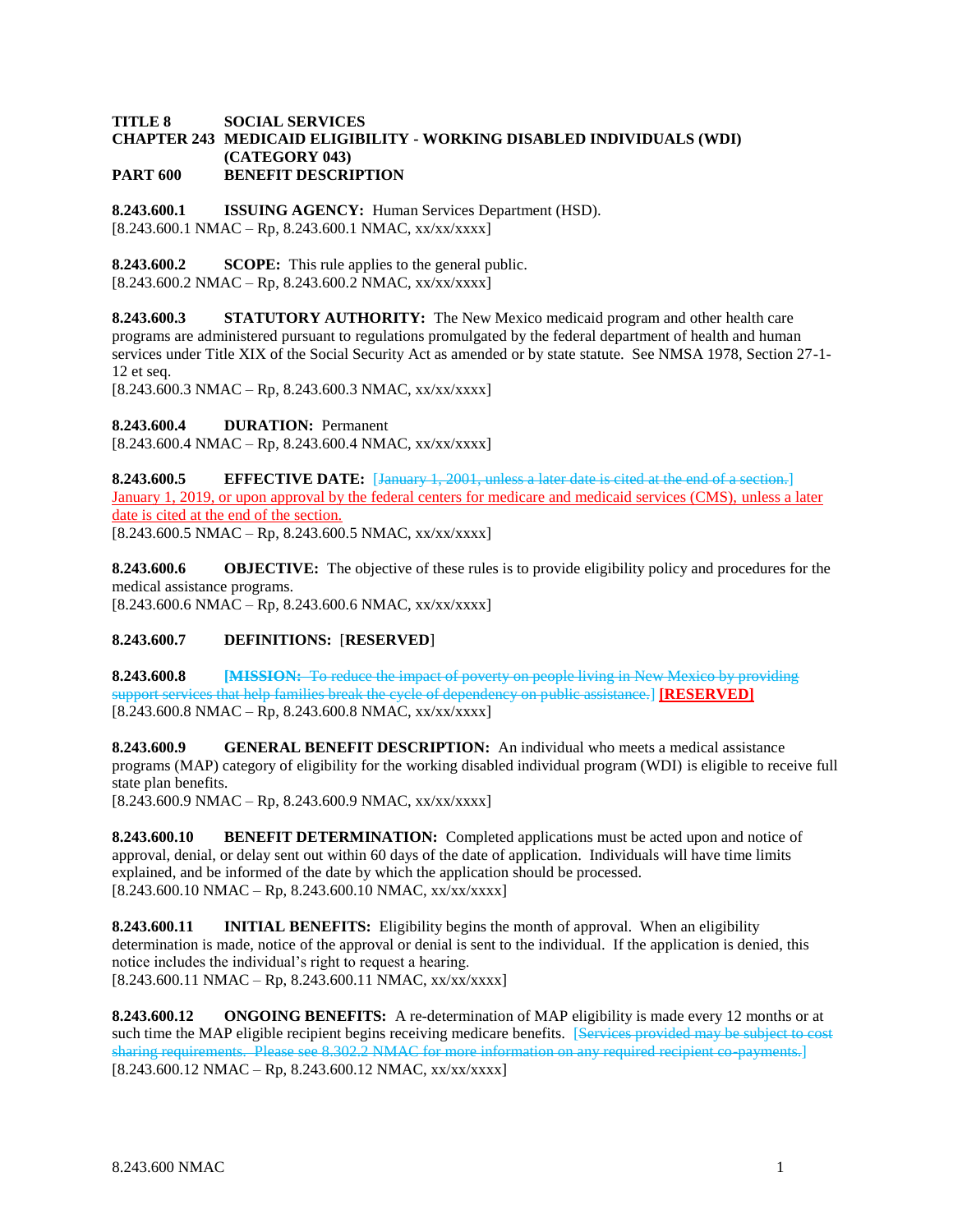**TITLE 8 SOCIAL SERVICES**
**CHAPTER 243 MEDICAID ELIGIBILITY - WORKING DISABLED INDIVIDUALS (WDI) (CATEGORY 043)**
**PART 600 BENEFIT DESCRIPTION**

**8.243.600.1 ISSUING AGENCY:** Human Services Department (HSD).
[8.243.600.1 NMAC – Rp, 8.243.600.1 NMAC, xx/xx/xxxx]

**8.243.600.2 SCOPE:** This rule applies to the general public.
[8.243.600.2 NMAC – Rp, 8.243.600.2 NMAC, xx/xx/xxxx]

**8.243.600.3 STATUTORY AUTHORITY:** The New Mexico medicaid program and other health care programs are administered pursuant to regulations promulgated by the federal department of health and human services under Title XIX of the Social Security Act as amended or by state statute. See NMSA 1978, Section 27-1-12 et seq.
[8.243.600.3 NMAC – Rp, 8.243.600.3 NMAC, xx/xx/xxxx]

**8.243.600.4 DURATION:** Permanent
[8.243.600.4 NMAC – Rp, 8.243.600.4 NMAC, xx/xx/xxxx]

**8.243.600.5 EFFECTIVE DATE:** [~~January 1, 2001, unless a later date is cited at the end of a section.~~] January 1, 2019, or upon approval by the federal centers for medicare and medicaid services (CMS), unless a later date is cited at the end of the section.
[8.243.600.5 NMAC – Rp, 8.243.600.5 NMAC, xx/xx/xxxx]

**8.243.600.6 OBJECTIVE:** The objective of these rules is to provide eligibility policy and procedures for the medical assistance programs.
[8.243.600.6 NMAC – Rp, 8.243.600.6 NMAC, xx/xx/xxxx]

**8.243.600.7 DEFINITIONS:** [**RESERVED**]

**8.243.600.8** [~~**MISSION:** To reduce the impact of poverty on people living in New Mexico by providing support services that help families break the cycle of dependency on public assistance.~~] **[RESERVED]**
[8.243.600.8 NMAC – Rp, 8.243.600.8 NMAC, xx/xx/xxxx]

**8.243.600.9 GENERAL BENEFIT DESCRIPTION:** An individual who meets a medical assistance programs (MAP) category of eligibility for the working disabled individual program (WDI) is eligible to receive full state plan benefits.
[8.243.600.9 NMAC – Rp, 8.243.600.9 NMAC, xx/xx/xxxx]

**8.243.600.10 BENEFIT DETERMINATION:** Completed applications must be acted upon and notice of approval, denial, or delay sent out within 60 days of the date of application. Individuals will have time limits explained, and be informed of the date by which the application should be processed.
[8.243.600.10 NMAC – Rp, 8.243.600.10 NMAC, xx/xx/xxxx]

**8.243.600.11 INITIAL BENEFITS:** Eligibility begins the month of approval. When an eligibility determination is made, notice of the approval or denial is sent to the individual. If the application is denied, this notice includes the individual's right to request a hearing.
[8.243.600.11 NMAC – Rp, 8.243.600.11 NMAC, xx/xx/xxxx]

**8.243.600.12 ONGOING BENEFITS:** A re-determination of MAP eligibility is made every 12 months or at such time the MAP eligible recipient begins receiving medicare benefits. [~~Services provided may be subject to cost sharing requirements. Please see 8.302.2 NMAC for more information on any required recipient co-payments.~~]
[8.243.600.12 NMAC – Rp, 8.243.600.12 NMAC, xx/xx/xxxx]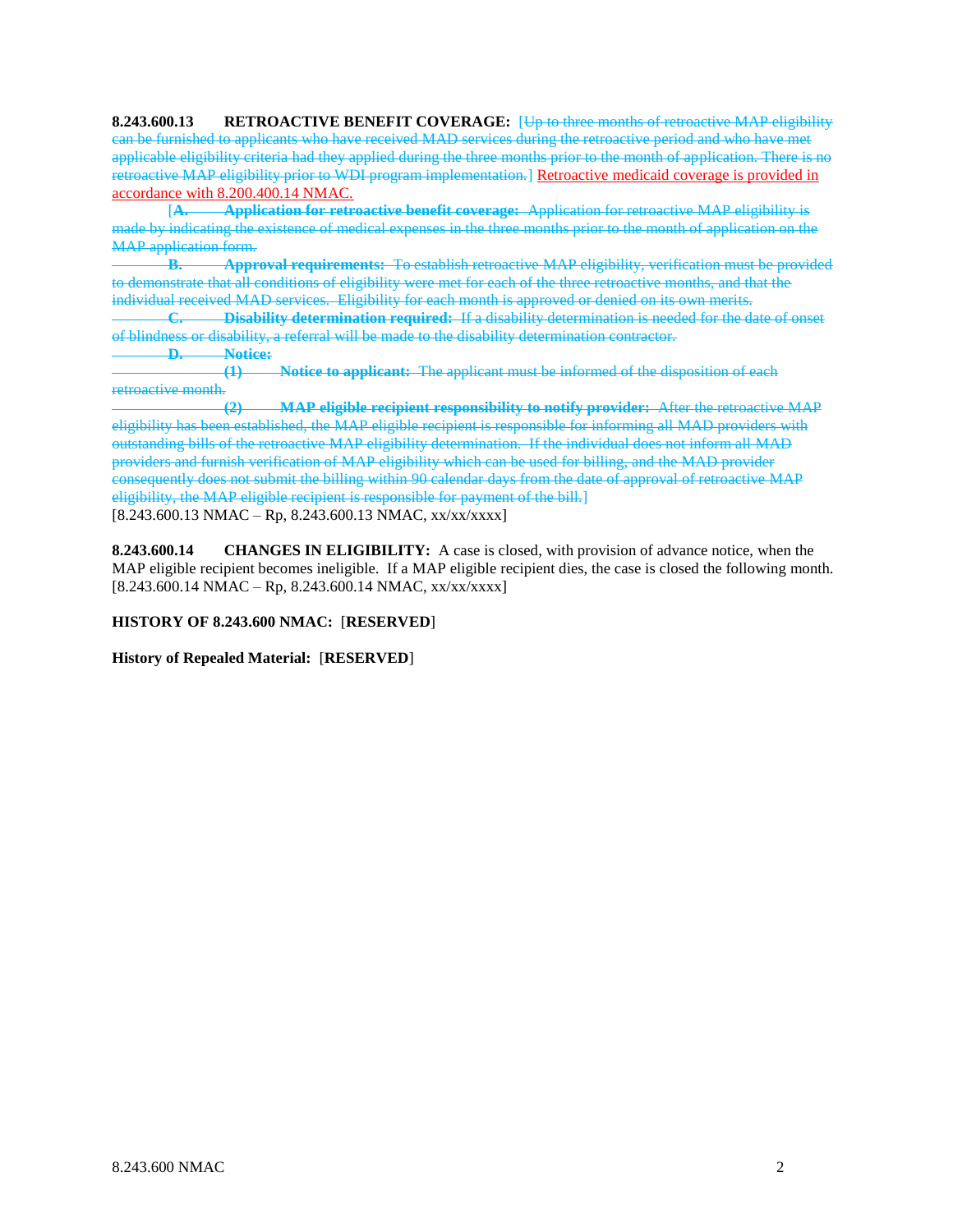**8.243.600.13 RETROACTIVE BENEFIT COVERAGE:** [~~Up to three months of retroactive MAP eligibility can be furnished to applicants who have received MAD services during the retroactive period and who have met applicable eligibility criteria had they applied during the three months prior to the month of application. There is no retroactive MAP eligibility prior to WDI program implementation.~~] <u>Retroactive medicaid coverage is provided in accordance with 8.200.400.14 NMAC.</u>

[~~**A. Application for retroactive benefit coverage:** Application for retroactive MAP eligibility is made by indicating the existence of medical expenses in the three months prior to the month of application on the MAP application form.~~

~~**B. Approval requirements:** To establish retroactive MAP eligibility, verification must be provided to demonstrate that all conditions of eligibility were met for each of the three retroactive months, and that the individual received MAD services. Eligibility for each month is approved or denied on its own merits.~~

~~**C. Disability determination required:** If a disability determination is needed for the date of onset of blindness or disability, a referral will be made to the disability determination contractor.~~

~~**D. Notice:**~~

~~**(1) Notice to applicant:** The applicant must be informed of the disposition of each retroactive month.~~

~~**(2) MAP eligible recipient responsibility to notify provider:** After the retroactive MAP eligibility has been established, the MAP eligible recipient is responsible for informing all MAD providers with outstanding bills of the retroactive MAP eligibility determination. If the individual does not inform all MAD providers and furnish verification of MAP eligibility which can be used for billing, and the MAD provider consequently does not submit the billing within 90 calendar days from the date of approval of retroactive MAP eligibility, the MAP eligible recipient is responsible for payment of the bill.~~]

[8.243.600.13 NMAC – Rp, 8.243.600.13 NMAC, xx/xx/xxxx]

**8.243.600.14 CHANGES IN ELIGIBILITY:** A case is closed, with provision of advance notice, when the MAP eligible recipient becomes ineligible. If a MAP eligible recipient dies, the case is closed the following month.

[8.243.600.14 NMAC – Rp, 8.243.600.14 NMAC, xx/xx/xxxx]

**HISTORY OF 8.243.600 NMAC:** [**RESERVED**]

**History of Repealed Material:** [**RESERVED**]